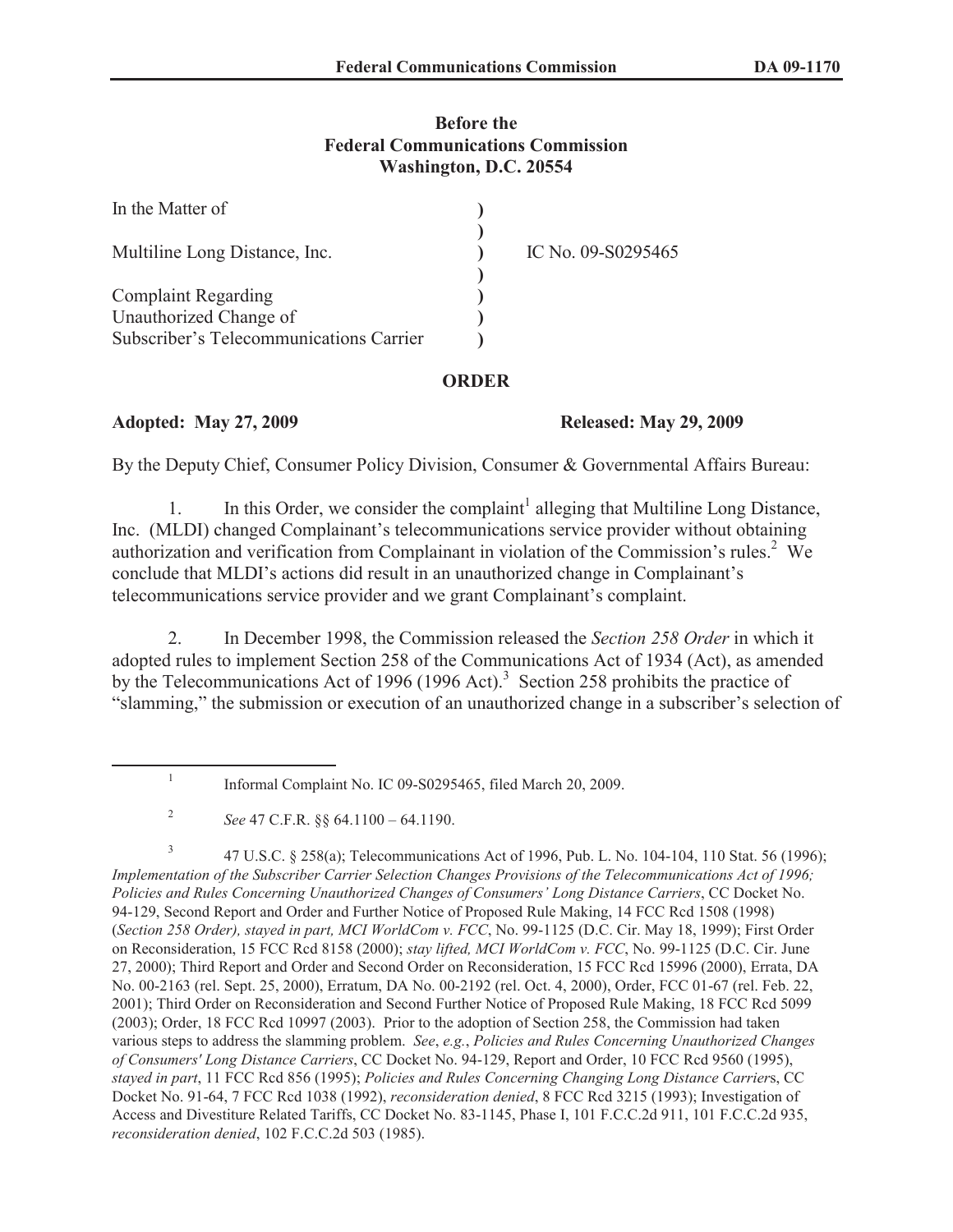**Before the**
**Federal Communications Commission**
**Washington, D.C. 20554**

| | | |
|---|---|---|
| In the Matter of | ) | |
| | ) | |
| Multiline Long Distance, Inc. | ) | IC No. 09-S0295465 |
| | ) | |
| Complaint Regarding | ) | |
| Unauthorized Change of | ) | |
| Subscriber's Telecommunications Carrier | ) | |

**ORDER**

**Adopted: May 27, 2009** **Released: May 29, 2009**

By the Deputy Chief, Consumer Policy Division, Consumer & Governmental Affairs Bureau:

1. In this Order, we consider the complaint[1] alleging that Multiline Long Distance, Inc. (MLDI) changed Complainant's telecommunications service provider without obtaining authorization and verification from Complainant in violation of the Commission's rules.[2] We conclude that MLDI's actions did result in an unauthorized change in Complainant's telecommunications service provider and we grant Complainant's complaint.

2. In December 1998, the Commission released the *Section 258 Order* in which it adopted rules to implement Section 258 of the Communications Act of 1934 (Act), as amended by the Telecommunications Act of 1996 (1996 Act).[3] Section 258 prohibits the practice of "slamming," the submission or execution of an unauthorized change in a subscriber's selection of

---

[1] Informal Complaint No. IC 09-S0295465, filed March 20, 2009.

[2] *See* 47 C.F.R. §§ 64.1100 – 64.1190.

[3] 47 U.S.C. § 258(a); Telecommunications Act of 1996, Pub. L. No. 104-104, 110 Stat. 56 (1996); *Implementation of the Subscriber Carrier Selection Changes Provisions of the Telecommunications Act of 1996; Policies and Rules Concerning Unauthorized Changes of Consumers' Long Distance Carriers*, CC Docket No. 94-129, Second Report and Order and Further Notice of Proposed Rule Making, 14 FCC Rcd 1508 (1998) (*Section 258 Order), stayed in part, MCI WorldCom v. FCC*, No. 99-1125 (D.C. Cir. May 18, 1999); First Order on Reconsideration, 15 FCC Rcd 8158 (2000); *stay lifted, MCI WorldCom v. FCC*, No. 99-1125 (D.C. Cir. June 27, 2000); Third Report and Order and Second Order on Reconsideration, 15 FCC Rcd 15996 (2000), Errata, DA No. 00-2163 (rel. Sept. 25, 2000), Erratum, DA No. 00-2192 (rel. Oct. 4, 2000), Order, FCC 01-67 (rel. Feb. 22, 2001); Third Order on Reconsideration and Second Further Notice of Proposed Rule Making, 18 FCC Rcd 5099 (2003); Order, 18 FCC Rcd 10997 (2003). Prior to the adoption of Section 258, the Commission had taken various steps to address the slamming problem. *See*, *e.g.*, *Policies and Rules Concerning Unauthorized Changes of Consumers' Long Distance Carriers*, CC Docket No. 94-129, Report and Order, 10 FCC Rcd 9560 (1995), *stayed in part*, 11 FCC Rcd 856 (1995); *Policies and Rules Concerning Changing Long Distance Carriers*, CC Docket No. 91-64, 7 FCC Rcd 1038 (1992), *reconsideration denied*, 8 FCC Rcd 3215 (1993); Investigation of Access and Divestiture Related Tariffs, CC Docket No. 83-1145, Phase I, 101 F.C.C.2d 911, 101 F.C.C.2d 935, *reconsideration denied*, 102 F.C.C.2d 503 (1985).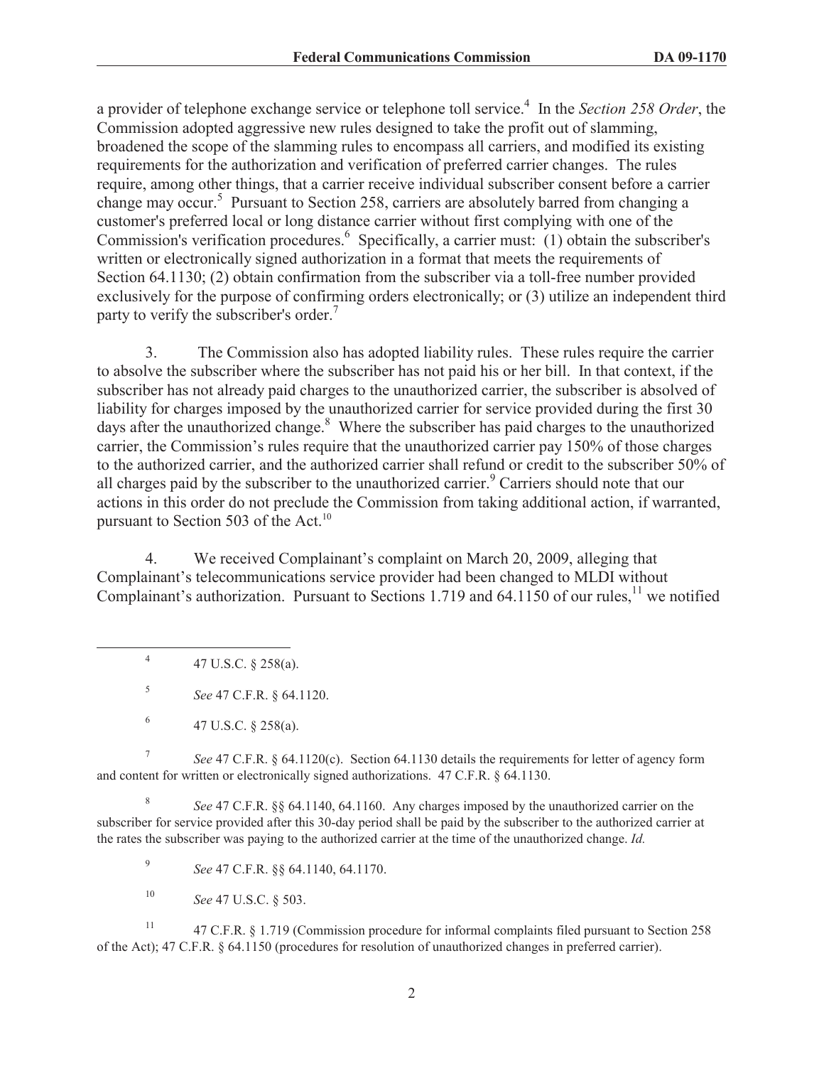a provider of telephone exchange service or telephone toll service.[4] In the *Section 258 Order*, the Commission adopted aggressive new rules designed to take the profit out of slamming, broadened the scope of the slamming rules to encompass all carriers, and modified its existing requirements for the authorization and verification of preferred carrier changes. The rules require, among other things, that a carrier receive individual subscriber consent before a carrier change may occur.[5] Pursuant to Section 258, carriers are absolutely barred from changing a customer's preferred local or long distance carrier without first complying with one of the Commission's verification procedures.[6] Specifically, a carrier must: (1) obtain the subscriber's written or electronically signed authorization in a format that meets the requirements of Section 64.1130; (2) obtain confirmation from the subscriber via a toll-free number provided exclusively for the purpose of confirming orders electronically; or (3) utilize an independent third party to verify the subscriber's order.[7]

3. The Commission also has adopted liability rules. These rules require the carrier to absolve the subscriber where the subscriber has not paid his or her bill. In that context, if the subscriber has not already paid charges to the unauthorized carrier, the subscriber is absolved of liability for charges imposed by the unauthorized carrier for service provided during the first 30 days after the unauthorized change.[8] Where the subscriber has paid charges to the unauthorized carrier, the Commission's rules require that the unauthorized carrier pay 150% of those charges to the authorized carrier, and the authorized carrier shall refund or credit to the subscriber 50% of all charges paid by the subscriber to the unauthorized carrier.[9] Carriers should note that our actions in this order do not preclude the Commission from taking additional action, if warranted, pursuant to Section 503 of the Act.[10]

4. We received Complainant's complaint on March 20, 2009, alleging that Complainant's telecommunications service provider had been changed to MLDI without Complainant's authorization. Pursuant to Sections 1.719 and 64.1150 of our rules,[11] we notified

---

[4] 47 U.S.C. § 258(a).

[5] *See* 47 C.F.R. § 64.1120.

[6] 47 U.S.C. § 258(a).

[7] *See* 47 C.F.R. § 64.1120(c). Section 64.1130 details the requirements for letter of agency form and content for written or electronically signed authorizations. 47 C.F.R. § 64.1130.

[8] *See* 47 C.F.R. §§ 64.1140, 64.1160. Any charges imposed by the unauthorized carrier on the subscriber for service provided after this 30-day period shall be paid by the subscriber to the authorized carrier at the rates the subscriber was paying to the authorized carrier at the time of the unauthorized change. *Id.*

[9] *See* 47 C.F.R. §§ 64.1140, 64.1170.

[10] *See* 47 U.S.C. § 503.

[11] 47 C.F.R. § 1.719 (Commission procedure for informal complaints filed pursuant to Section 258 of the Act); 47 C.F.R. § 64.1150 (procedures for resolution of unauthorized changes in preferred carrier).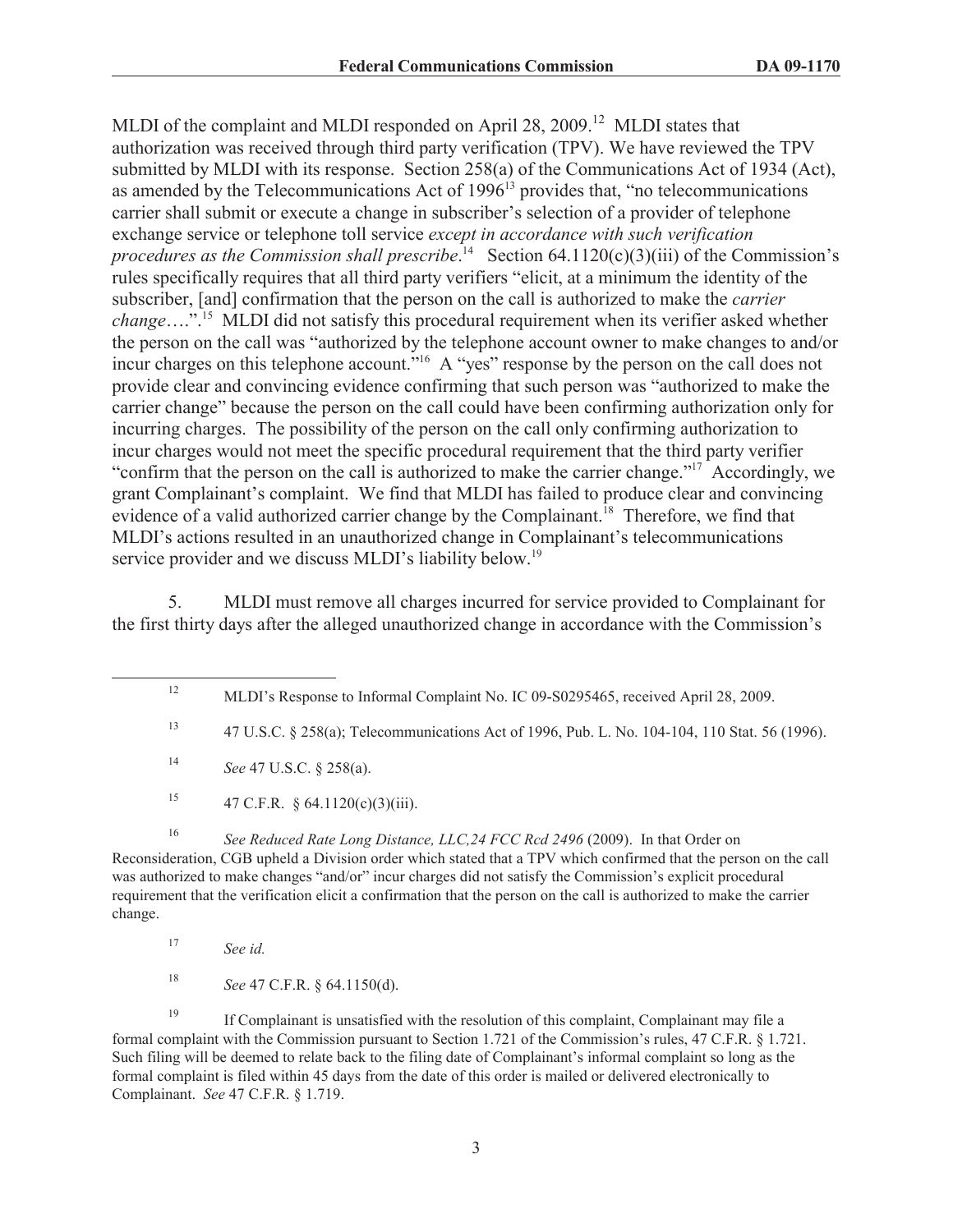MLDI of the complaint and MLDI responded on April 28, 2009.[12] MLDI states that authorization was received through third party verification (TPV). We have reviewed the TPV submitted by MLDI with its response. Section 258(a) of the Communications Act of 1934 (Act), as amended by the Telecommunications Act of 1996[13] provides that, "no telecommunications carrier shall submit or execute a change in subscriber's selection of a provider of telephone exchange service or telephone toll service *except in accordance with such verification procedures as the Commission shall prescribe*.[14] Section 64.1120(c)(3)(iii) of the Commission's rules specifically requires that all third party verifiers "elicit, at a minimum the identity of the subscriber, [and] confirmation that the person on the call is authorized to make the *carrier change*….".[15] MLDI did not satisfy this procedural requirement when its verifier asked whether the person on the call was "authorized by the telephone account owner to make changes to and/or incur charges on this telephone account."[16] A "yes" response by the person on the call does not provide clear and convincing evidence confirming that such person was "authorized to make the carrier change" because the person on the call could have been confirming authorization only for incurring charges. The possibility of the person on the call only confirming authorization to incur charges would not meet the specific procedural requirement that the third party verifier "confirm that the person on the call is authorized to make the carrier change."[17] Accordingly, we grant Complainant's complaint. We find that MLDI has failed to produce clear and convincing evidence of a valid authorized carrier change by the Complainant.[18] Therefore, we find that MLDI's actions resulted in an unauthorized change in Complainant's telecommunications service provider and we discuss MLDI's liability below.[19]

5. MLDI must remove all charges incurred for service provided to Complainant for the first thirty days after the alleged unauthorized change in accordance with the Commission's

---

[12] MLDI's Response to Informal Complaint No. IC 09-S0295465, received April 28, 2009.

[13] 47 U.S.C. § 258(a); Telecommunications Act of 1996, Pub. L. No. 104-104, 110 Stat. 56 (1996).

[14] *See* 47 U.S.C. § 258(a).

[15] 47 C.F.R. § 64.1120(c)(3)(iii).

[16] *See Reduced Rate Long Distance, LLC,24 FCC Rcd 2496* (2009). In that Order on Reconsideration, CGB upheld a Division order which stated that a TPV which confirmed that the person on the call was authorized to make changes "and/or" incur charges did not satisfy the Commission's explicit procedural requirement that the verification elicit a confirmation that the person on the call is authorized to make the carrier change.

[17] *See id.*

[18] *See* 47 C.F.R. § 64.1150(d).

[19] If Complainant is unsatisfied with the resolution of this complaint, Complainant may file a formal complaint with the Commission pursuant to Section 1.721 of the Commission's rules, 47 C.F.R. § 1.721. Such filing will be deemed to relate back to the filing date of Complainant's informal complaint so long as the formal complaint is filed within 45 days from the date of this order is mailed or delivered electronically to Complainant. *See* 47 C.F.R. § 1.719.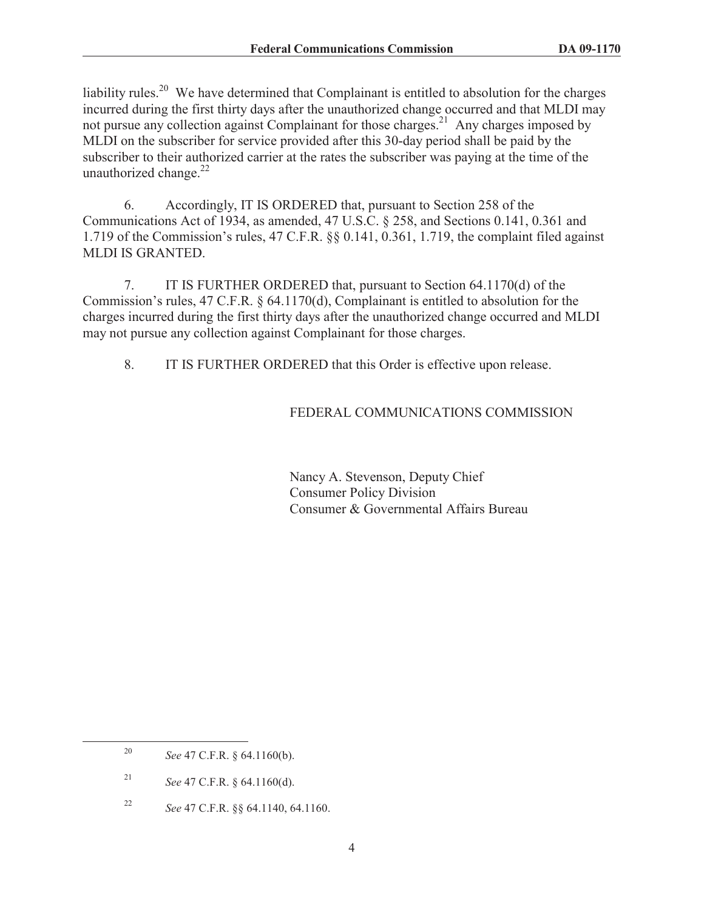liability rules.[20] We have determined that Complainant is entitled to absolution for the charges incurred during the first thirty days after the unauthorized change occurred and that MLDI may not pursue any collection against Complainant for those charges.[21] Any charges imposed by MLDI on the subscriber for service provided after this 30-day period shall be paid by the subscriber to their authorized carrier at the rates the subscriber was paying at the time of the unauthorized change.[22]

6. Accordingly, IT IS ORDERED that, pursuant to Section 258 of the Communications Act of 1934, as amended, 47 U.S.C. § 258, and Sections 0.141, 0.361 and 1.719 of the Commission's rules, 47 C.F.R. §§ 0.141, 0.361, 1.719, the complaint filed against MLDI IS GRANTED.

7. IT IS FURTHER ORDERED that, pursuant to Section 64.1170(d) of the Commission's rules, 47 C.F.R. § 64.1170(d), Complainant is entitled to absolution for the charges incurred during the first thirty days after the unauthorized change occurred and MLDI may not pursue any collection against Complainant for those charges.

8. IT IS FURTHER ORDERED that this Order is effective upon release.

FEDERAL COMMUNICATIONS COMMISSION

Nancy A. Stevenson, Deputy Chief
Consumer Policy Division
Consumer & Governmental Affairs Bureau

---

[20] *See* 47 C.F.R. § 64.1160(b).

[21] *See* 47 C.F.R. § 64.1160(d).

[22] *See* 47 C.F.R. §§ 64.1140, 64.1160.